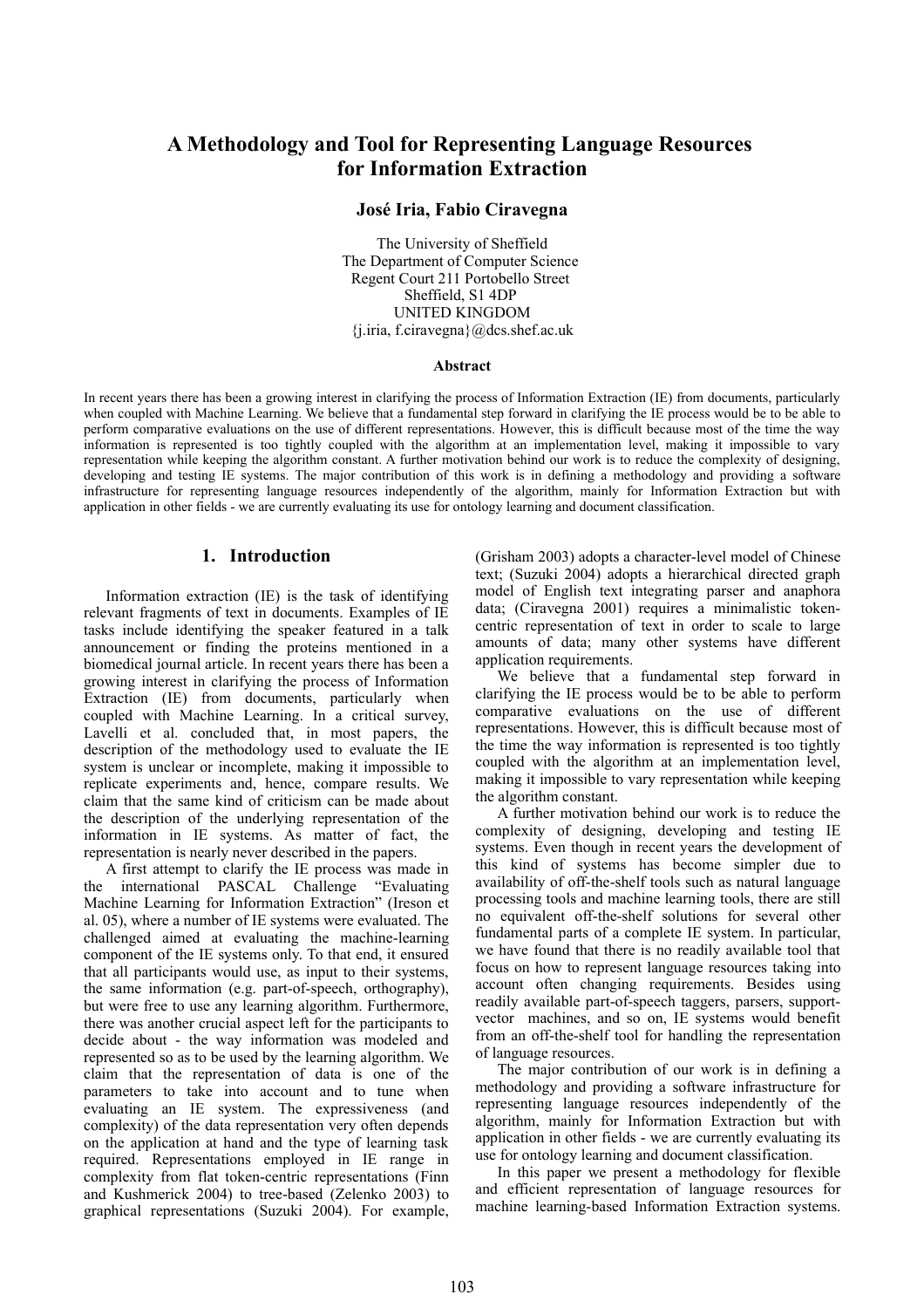# A Methodology and Tool for Representing Language Resources for Information Extraction

**José Iria, Fabio Ciravegna**

The University of Sheffield
The Department of Computer Science
Regent Court 211 Portobello Street
Sheffield, S1 4DP
UNITED KINGDOM
{j.iria, f.ciravegna}@dcs.shef.ac.uk

**Abstract**

In recent years there has been a growing interest in clarifying the process of Information Extraction (IE) from documents, particularly when coupled with Machine Learning. We believe that a fundamental step forward in clarifying the IE process would be to be able to perform comparative evaluations on the use of different representations. However, this is difficult because most of the time the way information is represented is too tightly coupled with the algorithm at an implementation level, making it impossible to vary representation while keeping the algorithm constant. A further motivation behind our work is to reduce the complexity of designing, developing and testing IE systems. The major contribution of this work is in defining a methodology and providing a software infrastructure for representing language resources independently of the algorithm, mainly for Information Extraction but with application in other fields - we are currently evaluating its use for ontology learning and document classification.

## 1. Introduction

Information extraction (IE) is the task of identifying relevant fragments of text in documents. Examples of IE tasks include identifying the speaker featured in a talk announcement or finding the proteins mentioned in a biomedical journal article. In recent years there has been a growing interest in clarifying the process of Information Extraction (IE) from documents, particularly when coupled with Machine Learning. In a critical survey, Lavelli et al. concluded that, in most papers, the description of the methodology used to evaluate the IE system is unclear or incomplete, making it impossible to replicate experiments and, hence, compare results. We claim that the same kind of criticism can be made about the description of the underlying representation of the information in IE systems. As matter of fact, the representation is nearly never described in the papers.

A first attempt to clarify the IE process was made in the international PASCAL Challenge "Evaluating Machine Learning for Information Extraction" (Ireson et al. 05), where a number of IE systems were evaluated. The challenged aimed at evaluating the machine-learning component of the IE systems only. To that end, it ensured that all participants would use, as input to their systems, the same information (e.g. part-of-speech, orthography), but were free to use any learning algorithm. Furthermore, there was another crucial aspect left for the participants to decide about - the way information was modeled and represented so as to be used by the learning algorithm. We claim that the representation of data is one of the parameters to take into account and to tune when evaluating an IE system. The expressiveness (and complexity) of the data representation very often depends on the application at hand and the type of learning task required. Representations employed in IE range in complexity from flat token-centric representations (Finn and Kushmerick 2004) to tree-based (Zelenko 2003) to graphical representations (Suzuki 2004). For example, (Grisham 2003) adopts a character-level model of Chinese text; (Suzuki 2004) adopts a hierarchical directed graph model of English text integrating parser and anaphora data; (Ciravegna 2001) requires a minimalistic token-centric representation of text in order to scale to large amounts of data; many other systems have different application requirements.

We believe that a fundamental step forward in clarifying the IE process would be to be able to perform comparative evaluations on the use of different representations. However, this is difficult because most of the time the way information is represented is too tightly coupled with the algorithm at an implementation level, making it impossible to vary representation while keeping the algorithm constant.

A further motivation behind our work is to reduce the complexity of designing, developing and testing IE systems. Even though in recent years the development of this kind of systems has become simpler due to availability of off-the-shelf tools such as natural language processing tools and machine learning tools, there are still no equivalent off-the-shelf solutions for several other fundamental parts of a complete IE system. In particular, we have found that there is no readily available tool that focus on how to represent language resources taking into account often changing requirements. Besides using readily available part-of-speech taggers, parsers, support-vector machines, and so on, IE systems would benefit from an off-the-shelf tool for handling the representation of language resources.

The major contribution of our work is in defining a methodology and providing a software infrastructure for representing language resources independently of the algorithm, mainly for Information Extraction but with application in other fields - we are currently evaluating its use for ontology learning and document classification.

In this paper we present a methodology for flexible and efficient representation of language resources for machine learning-based Information Extraction systems.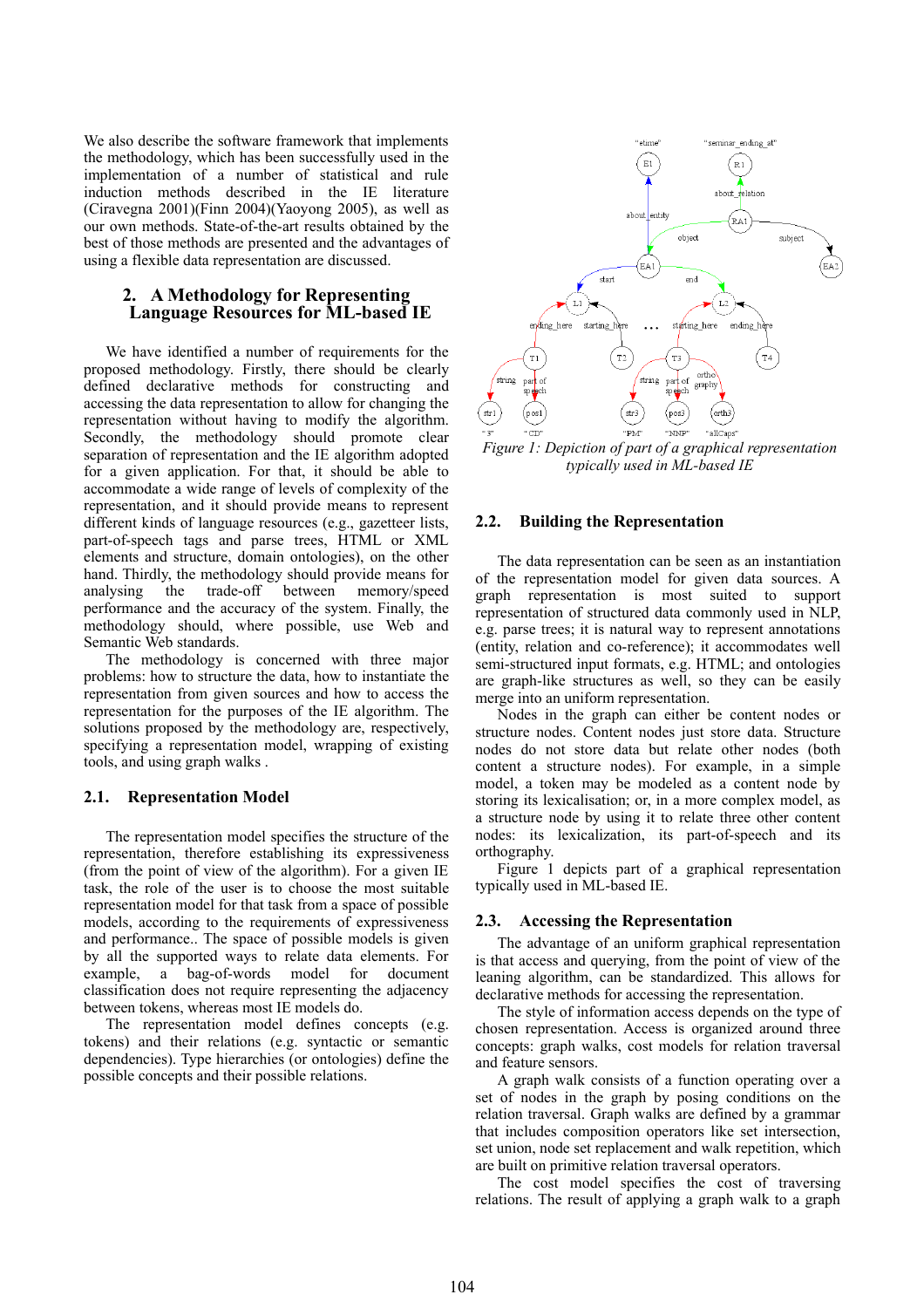We also describe the software framework that implements the methodology, which has been successfully used in the implementation of a number of statistical and rule induction methods described in the IE literature (Ciravegna 2001)(Finn 2004)(Yaoyong 2005), as well as our own methods. State-of-the-art results obtained by the best of those methods are presented and the advantages of using a flexible data representation are discussed.

## 2. A Methodology for Representing Language Resources for ML-based IE

We have identified a number of requirements for the proposed methodology. Firstly, there should be clearly defined declarative methods for constructing and accessing the data representation to allow for changing the representation without having to modify the algorithm. Secondly, the methodology should promote clear separation of representation and the IE algorithm adopted for a given application. For that, it should be able to accommodate a wide range of levels of complexity of the representation, and it should provide means to represent different kinds of language resources (e.g., gazetteer lists, part-of-speech tags and parse trees, HTML or XML elements and structure, domain ontologies), on the other hand. Thirdly, the methodology should provide means for analysing the trade-off between memory/speed performance and the accuracy of the system. Finally, the methodology should, where possible, use Web and Semantic Web standards.

The methodology is concerned with three major problems: how to structure the data, how to instantiate the representation from given sources and how to access the representation for the purposes of the IE algorithm. The solutions proposed by the methodology are, respectively, specifying a representation model, wrapping of existing tools, and using graph walks .

### 2.1. Representation Model

The representation model specifies the structure of the representation, therefore establishing its expressiveness (from the point of view of the algorithm). For a given IE task, the role of the user is to choose the most suitable representation model for that task from a space of possible models, according to the requirements of expressiveness and performance.. The space of possible models is given by all the supported ways to relate data elements. For example, a bag-of-words model for document classification does not require representing the adjacency between tokens, whereas most IE models do.

The representation model defines concepts (e.g. tokens) and their relations (e.g. syntactic or semantic dependencies). Type hierarchies (or ontologies) define the possible concepts and their possible relations.

*Figure 1: Depiction of part of a graphical representation typically used in ML-based IE*

### 2.2. Building the Representation

The data representation can be seen as an instantiation of the representation model for given data sources. A graph representation is most suited to support representation of structured data commonly used in NLP, e.g. parse trees; it is natural way to represent annotations (entity, relation and co-reference); it accommodates well semi-structured input formats, e.g. HTML; and ontologies are graph-like structures as well, so they can be easily merge into an uniform representation.

Nodes in the graph can either be content nodes or structure nodes. Content nodes just store data. Structure nodes do not store data but relate other nodes (both content a structure nodes). For example, in a simple model, a token may be modeled as a content node by storing its lexicalisation; or, in a more complex model, as a structure node by using it to relate three other content nodes: its lexicalization, its part-of-speech and its orthography.

Figure 1 depicts part of a graphical representation typically used in ML-based IE.

### 2.3. Accessing the Representation

The advantage of an uniform graphical representation is that access and querying, from the point of view of the leaning algorithm, can be standardized. This allows for declarative methods for accessing the representation.

The style of information access depends on the type of chosen representation. Access is organized around three concepts: graph walks, cost models for relation traversal and feature sensors.

A graph walk consists of a function operating over a set of nodes in the graph by posing conditions on the relation traversal. Graph walks are defined by a grammar that includes composition operators like set intersection, set union, node set replacement and walk repetition, which are built on primitive relation traversal operators.

The cost model specifies the cost of traversing relations. The result of applying a graph walk to a graph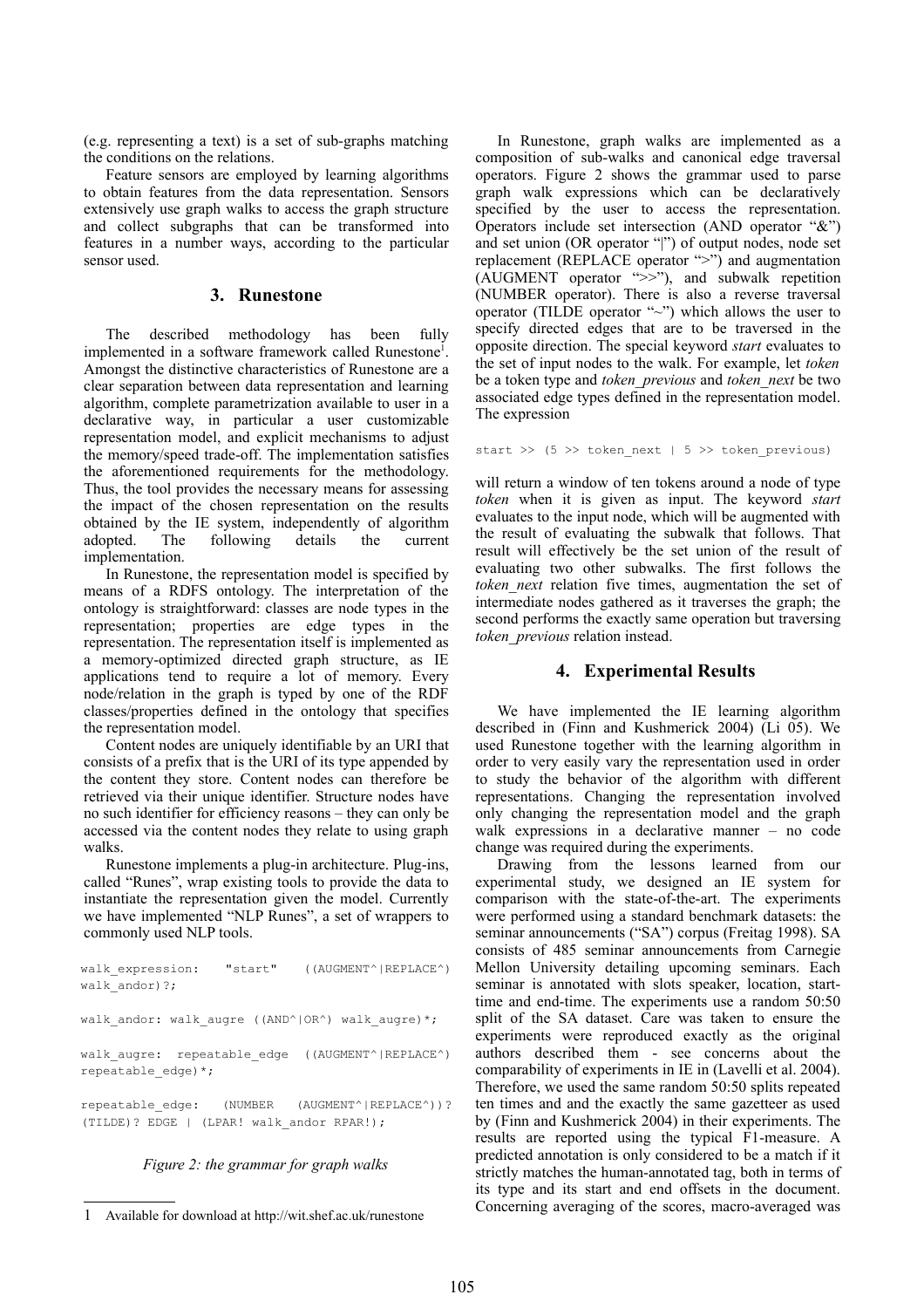(e.g. representing a text) is a set of sub-graphs matching the conditions on the relations.

Feature sensors are employed by learning algorithms to obtain features from the data representation. Sensors extensively use graph walks to access the graph structure and collect subgraphs that can be transformed into features in a number ways, according to the particular sensor used.

## 3. Runestone

The described methodology has been fully implemented in a software framework called Runestone[1]. Amongst the distinctive characteristics of Runestone are a clear separation between data representation and learning algorithm, complete parametrization available to user in a declarative way, in particular a user customizable representation model, and explicit mechanisms to adjust the memory/speed trade-off. The implementation satisfies the aforementioned requirements for the methodology. Thus, the tool provides the necessary means for assessing the impact of the chosen representation on the results obtained by the IE system, independently of algorithm adopted. The following details the current implementation.

In Runestone, the representation model is specified by means of a RDFS ontology. The interpretation of the ontology is straightforward: classes are node types in the representation; properties are edge types in the representation. The representation itself is implemented as a memory-optimized directed graph structure, as IE applications tend to require a lot of memory. Every node/relation in the graph is typed by one of the RDF classes/properties defined in the ontology that specifies the representation model.

Content nodes are uniquely identifiable by an URI that consists of a prefix that is the URI of its type appended by the content they store. Content nodes can therefore be retrieved via their unique identifier. Structure nodes have no such identifier for efficiency reasons – they can only be accessed via the content nodes they relate to using graph walks.

Runestone implements a plug-in architecture. Plug-ins, called "Runes", wrap existing tools to provide the data to instantiate the representation given the model. Currently we have implemented "NLP Runes", a set of wrappers to commonly used NLP tools.

```
walk_expression:    "start"    ((AUGMENT^|REPLACE^) walk_andor)?;

walk_andor: walk_augre ((AND^|OR^) walk_augre)*;

walk_augre:  repeatable_edge  ((AUGMENT^|REPLACE^) repeatable_edge)*;

repeatable_edge:   (NUMBER   (AUGMENT^|REPLACE^))? (TILDE)? EDGE | (LPAR! walk_andor RPAR!);
```

*Figure 2: the grammar for graph walks*

In Runestone, graph walks are implemented as a composition of sub-walks and canonical edge traversal operators. Figure 2 shows the grammar used to parse graph walk expressions which can be declaratively specified by the user to access the representation. Operators include set intersection (AND operator "&") and set union (OR operator "|") of output nodes, node set replacement (REPLACE operator ">") and augmentation (AUGMENT operator ">>"), and subwalk repetition (NUMBER operator). There is also a reverse traversal operator (TILDE operator "~") which allows the user to specify directed edges that are to be traversed in the opposite direction. The special keyword *start* evaluates to the set of input nodes to the walk. For example, let *token* be a token type and *token_previous* and *token_next* be two associated edge types defined in the representation model. The expression

```
start >> (5 >> token_next | 5 >> token_previous)
```

will return a window of ten tokens around a node of type *token* when it is given as input. The keyword *start* evaluates to the input node, which will be augmented with the result of evaluating the subwalk that follows. That result will effectively be the set union of the result of evaluating two other subwalks. The first follows the *token_next* relation five times, augmentation the set of intermediate nodes gathered as it traverses the graph; the second performs the exactly same operation but traversing *token_previous* relation instead.

## 4. Experimental Results

We have implemented the IE learning algorithm described in (Finn and Kushmerick 2004) (Li 05). We used Runestone together with the learning algorithm in order to very easily vary the representation used in order to study the behavior of the algorithm with different representations. Changing the representation involved only changing the representation model and the graph walk expressions in a declarative manner – no code change was required during the experiments.

Drawing from the lessons learned from our experimental study, we designed an IE system for comparison with the state-of-the-art. The experiments were performed using a standard benchmark datasets: the seminar announcements ("SA") corpus (Freitag 1998). SA consists of 485 seminar announcements from Carnegie Mellon University detailing upcoming seminars. Each seminar is annotated with slots speaker, location, start-time and end-time. The experiments use a random 50:50 split of the SA dataset. Care was taken to ensure the experiments were reproduced exactly as the original authors described them - see concerns about the comparability of experiments in IE in (Lavelli et al. 2004). Therefore, we used the same random 50:50 splits repeated ten times and the exactly the same gazetteer as used by (Finn and Kushmerick 2004) in their experiments. The results are reported using the typical F1-measure. A predicted annotation is only considered to be a match if it strictly matches the human-annotated tag, both in terms of its type and its start and end offsets in the document. Concerning averaging of the scores, macro-averaged was

---

[1] Available for download at http://wit.shef.ac.uk/runestone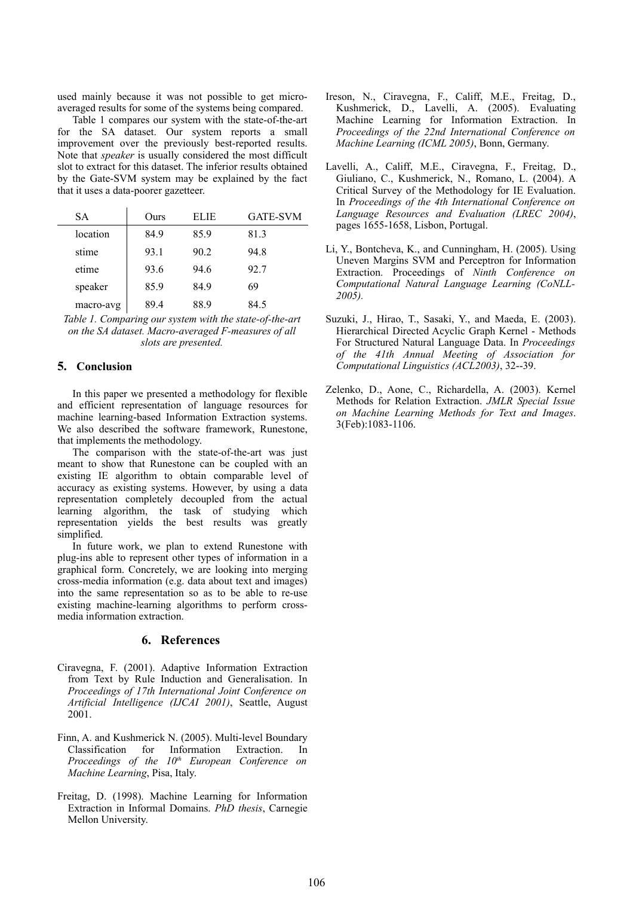used mainly because it was not possible to get micro-averaged results for some of the systems being compared.

Table 1 compares our system with the state-of-the-art for the SA dataset. Our system reports a small improvement over the previously best-reported results. Note that *speaker* is usually considered the most difficult slot to extract for this dataset. The inferior results obtained by the Gate-SVM system may be explained by the fact that it uses a data-poorer gazetteer.

| SA | Ours | ELIE | GATE-SVM |
|---|---|---|---|
| location | 84.9 | 85.9 | 81.3 |
| stime | 93.1 | 90.2 | 94.8 |
| etime | 93.6 | 94.6 | 92.7 |
| speaker | 85.9 | 84.9 | 69 |
| macro-avg | 89.4 | 88.9 | 84.5 |

*Table 1. Comparing our system with the state-of-the-art on the SA dataset. Macro-averaged F-measures of all slots are presented.*

## 5. Conclusion

In this paper we presented a methodology for flexible and efficient representation of language resources for machine learning-based Information Extraction systems. We also described the software framework, Runestone, that implements the methodology.

The comparison with the state-of-the-art was just meant to show that Runestone can be coupled with an existing IE algorithm to obtain comparable level of accuracy as existing systems. However, by using a data representation completely decoupled from the actual learning algorithm, the task of studying which representation yields the best results was greatly simplified.

In future work, we plan to extend Runestone with plug-ins able to represent other types of information in a graphical form. Concretely, we are looking into merging cross-media information (e.g. data about text and images) into the same representation so as to be able to re-use existing machine-learning algorithms to perform cross-media information extraction.

## 6. References

Ciravegna, F. (2001). Adaptive Information Extraction from Text by Rule Induction and Generalisation. In *Proceedings of 17th International Joint Conference on Artificial Intelligence (IJCAI 2001)*, Seattle, August 2001.

Finn, A. and Kushmerick N. (2005). Multi-level Boundary Classification for Information Extraction. In *Proceedings of the 10th European Conference on Machine Learning*, Pisa, Italy.

Freitag, D. (1998). Machine Learning for Information Extraction in Informal Domains. *PhD thesis*, Carnegie Mellon University.

Ireson, N., Ciravegna, F., Califf, M.E., Freitag, D., Kushmerick, D., Lavelli, A. (2005). Evaluating Machine Learning for Information Extraction. In *Proceedings of the 22nd International Conference on Machine Learning (ICML 2005)*, Bonn, Germany.

Lavelli, A., Califf, M.E., Ciravegna, F., Freitag, D., Giuliano, C., Kushmerick, N., Romano, L. (2004). A Critical Survey of the Methodology for IE Evaluation. In *Proceedings of the 4th International Conference on Language Resources and Evaluation (LREC 2004)*, pages 1655-1658, Lisbon, Portugal.

Li, Y., Bontcheva, K., and Cunningham, H. (2005). Using Uneven Margins SVM and Perceptron for Information Extraction. Proceedings of *Ninth Conference on Computational Natural Language Learning (CoNLL-2005).*

Suzuki, J., Hirao, T., Sasaki, Y., and Maeda, E. (2003). Hierarchical Directed Acyclic Graph Kernel - Methods For Structured Natural Language Data. In *Proceedings of the 41th Annual Meeting of Association for Computational Linguistics (ACL2003)*, 32--39.

Zelenko, D., Aone, C., Richardella, A. (2003). Kernel Methods for Relation Extraction. *JMLR Special Issue on Machine Learning Methods for Text and Images*. 3(Feb):1083-1106.